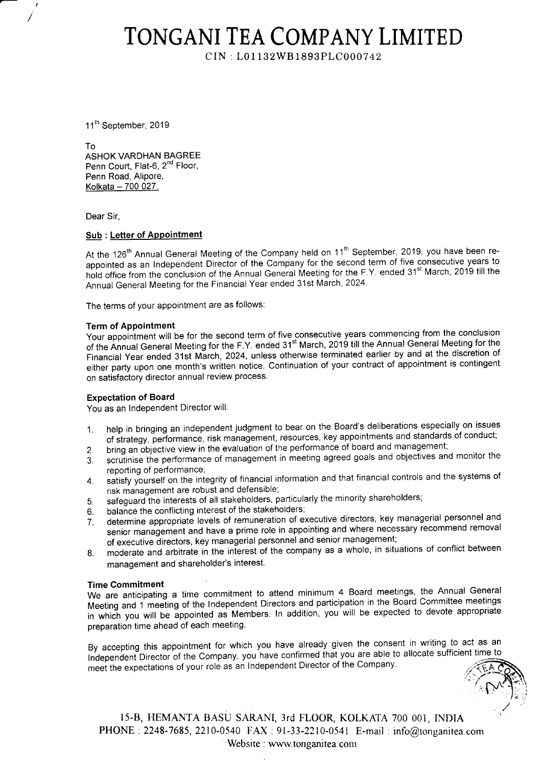# TONGANI TEA COMPANY LIMITED

CIN : L01132WB1893PLC000742

11th September, 2019

To
ASHOK VARDHAN BAGREE
Penn Court, Flat-6, 2nd Floor,
Penn Road, Alipore,
Kolkata – 700 027.

Dear Sir,

**Sub : Letter of Appointment**

At the 126th Annual General Meeting of the Company held on 11th September, 2019, you have been re-appointed as an Independent Director of the Company for the second term of five consecutive years to hold office from the conclusion of the Annual General Meeting for the F.Y. ended 31st March, 2019 till the Annual General Meeting for the Financial Year ended 31st March, 2024.

The terms of your appointment are as follows:

**Term of Appointment**

Your appointment will be for the second term of five consecutive years commencing from the conclusion of the Annual General Meeting for the F.Y. ended 31st March, 2019 till the Annual General Meeting for the Financial Year ended 31st March, 2024, unless otherwise terminated earlier by and at the discretion of either party upon one month's written notice. Continuation of your contract of appointment is contingent on satisfactory director annual review process.

**Expectation of Board**

You as an Independent Director will:

1. help in bringing an independent judgment to bear on the Board's deliberations especially on issues of strategy, performance, risk management, resources, key appointments and standards of conduct;
2. bring an objective view in the evaluation of the performance of board and management;
3. scrutinise the performance of management in meeting agreed goals and objectives and monitor the reporting of performance;
4. satisfy yourself on the integrity of financial information and that financial controls and the systems of risk management are robust and defensible;
5. safeguard the interests of all stakeholders, particularly the minority shareholders;
6. balance the conflicting interest of the stakeholders;
7. determine appropriate levels of remuneration of executive directors, key managerial personnel and senior management and have a prime role in appointing and where necessary recommend removal of executive directors, key managerial personnel and senior management;
8. moderate and arbitrate in the interest of the company as a whole, in situations of conflict between management and shareholder's interest.

**Time Commitment**

We are anticipating a time commitment to attend minimum 4 Board meetings, the Annual General Meeting and 1 meeting of the Independent Directors and participation in the Board Committee meetings in which you will be appointed as Members. In addition, you will be expected to devote appropriate preparation time ahead of each meeting.

By accepting this appointment for which you have already given the consent in writing to act as an Independent Director of the Company, you have confirmed that you are able to allocate sufficient time to meet the expectations of your role as an Independent Director of the Company.

15-B, HEMANTA BASU SARANI, 3rd FLOOR, KOLKATA 700 001, INDIA
PHONE : 2248-7685, 2210-0540 FAX : 91-33-2210-0541 E-mail : info@tonganitea.com
Website : www.tonganitea.com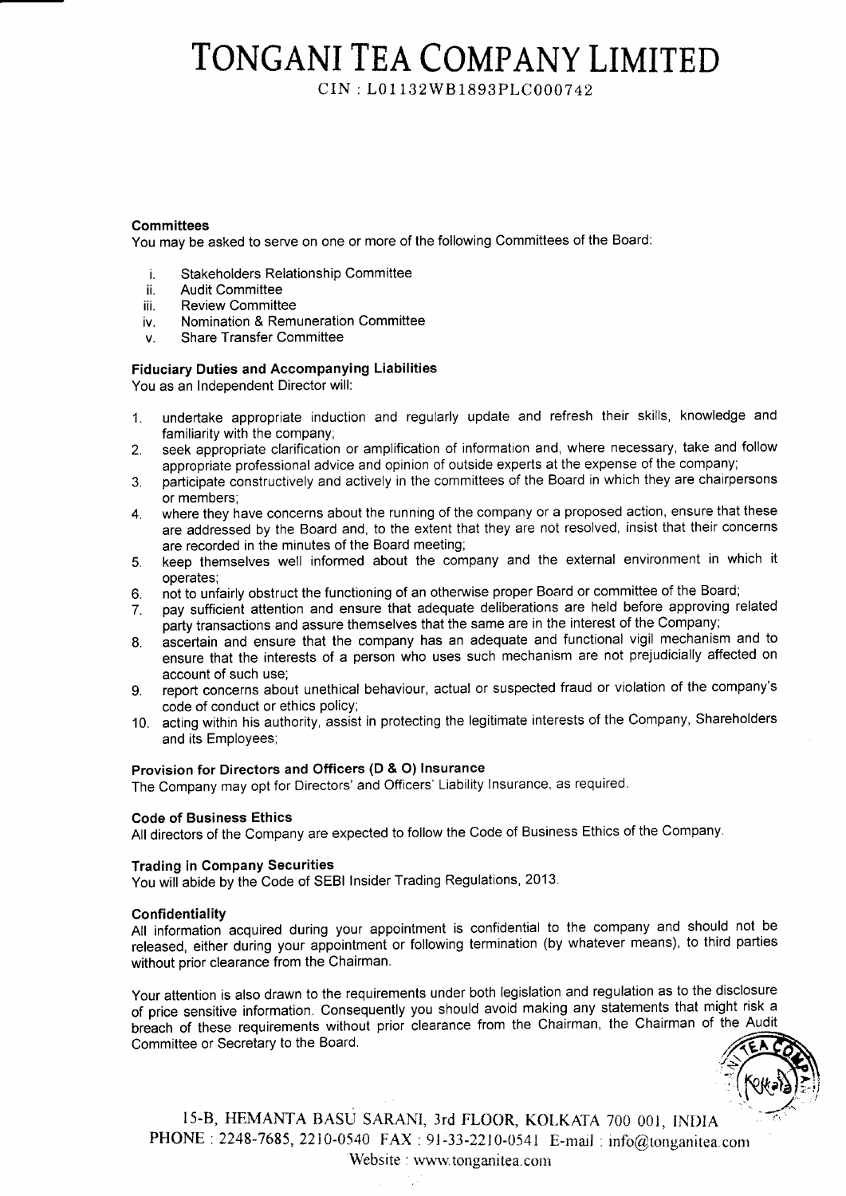# TONGANI TEA COMPANY LIMITED

CIN : L01132WB1893PLC000742

**Committees**

You may be asked to serve on one or more of the following Committees of the Board:

i. Stakeholders Relationship Committee
ii. Audit Committee
iii. Review Committee
iv. Nomination & Remuneration Committee
v. Share Transfer Committee

**Fiduciary Duties and Accompanying Liabilities**

You as an Independent Director will:

1. undertake appropriate induction and regularly update and refresh their skills, knowledge and familiarity with the company;
2. seek appropriate clarification or amplification of information and, where necessary, take and follow appropriate professional advice and opinion of outside experts at the expense of the company;
3. participate constructively and actively in the committees of the Board in which they are chairpersons or members;
4. where they have concerns about the running of the company or a proposed action, ensure that these are addressed by the Board and, to the extent that they are not resolved, insist that their concerns are recorded in the minutes of the Board meeting;
5. keep themselves well informed about the company and the external environment in which it operates;
6. not to unfairly obstruct the functioning of an otherwise proper Board or committee of the Board;
7. pay sufficient attention and ensure that adequate deliberations are held before approving related party transactions and assure themselves that the same are in the interest of the Company;
8. ascertain and ensure that the company has an adequate and functional vigil mechanism and to ensure that the interests of a person who uses such mechanism are not prejudicially affected on account of such use;
9. report concerns about unethical behaviour, actual or suspected fraud or violation of the company's code of conduct or ethics policy;
10. acting within his authority, assist in protecting the legitimate interests of the Company, Shareholders and its Employees;

**Provision for Directors and Officers (D & O) Insurance**

The Company may opt for Directors' and Officers' Liability Insurance, as required.

**Code of Business Ethics**

All directors of the Company are expected to follow the Code of Business Ethics of the Company.

**Trading in Company Securities**

You will abide by the Code of SEBI Insider Trading Regulations, 2013.

**Confidentiality**

All information acquired during your appointment is confidential to the company and should not be released, either during your appointment or following termination (by whatever means), to third parties without prior clearance from the Chairman.

Your attention is also drawn to the requirements under both legislation and regulation as to the disclosure of price sensitive information. Consequently you should avoid making any statements that might risk a breach of these requirements without prior clearance from the Chairman, the Chairman of the Audit Committee or Secretary to the Board.

15-B, HEMANTA BASU SARANI, 3rd FLOOR, KOLKATA 700 001, INDIA
PHONE : 2248-7685, 2210-0540 FAX : 91-33-2210-0541 E-mail : info@tonganitea.com
Website : www.tonganitea.com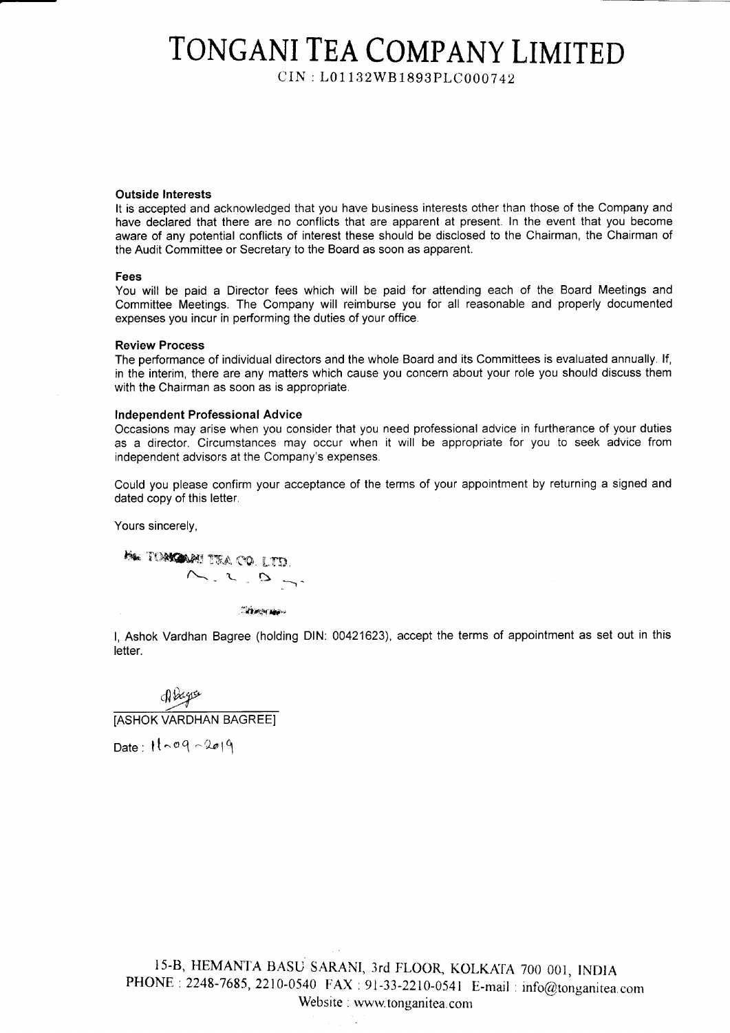# TONGANI TEA COMPANY LIMITED

CIN : L01132WB1893PLC000742

**Outside Interests**

It is accepted and acknowledged that you have business interests other than those of the Company and have declared that there are no conflicts that are apparent at present. In the event that you become aware of any potential conflicts of interest these should be disclosed to the Chairman, the Chairman of the Audit Committee or Secretary to the Board as soon as apparent.

**Fees**

You will be paid a Director fees which will be paid for attending each of the Board Meetings and Committee Meetings. The Company will reimburse you for all reasonable and properly documented expenses you incur in performing the duties of your office.

**Review Process**

The performance of individual directors and the whole Board and its Committees is evaluated annually. If, in the interim, there are any matters which cause you concern about your role you should discuss them with the Chairman as soon as is appropriate.

**Independent Professional Advice**

Occasions may arise when you consider that you need professional advice in furtherance of your duties as a director. Circumstances may occur when it will be appropriate for you to seek advice from independent advisors at the Company's expenses.

Could you please confirm your acceptance of the terms of your appointment by returning a signed and dated copy of this letter.

Yours sincerely,

For TONGANI TEA CO. LTD.

Director

I, Ashok Vardhan Bagree (holding DIN: 00421623), accept the terms of appointment as set out in this letter.

[ASHOK VARDHAN BAGREE]

Date : 11-09-2019

15-B, HEMANTA BASU SARANI, 3rd FLOOR, KOLKATA 700 001, INDIA
PHONE : 2248-7685, 2210-0540 FAX : 91-33-2210-0541 E-mail : info@tonganitea.com
Website : www.tonganitea.com